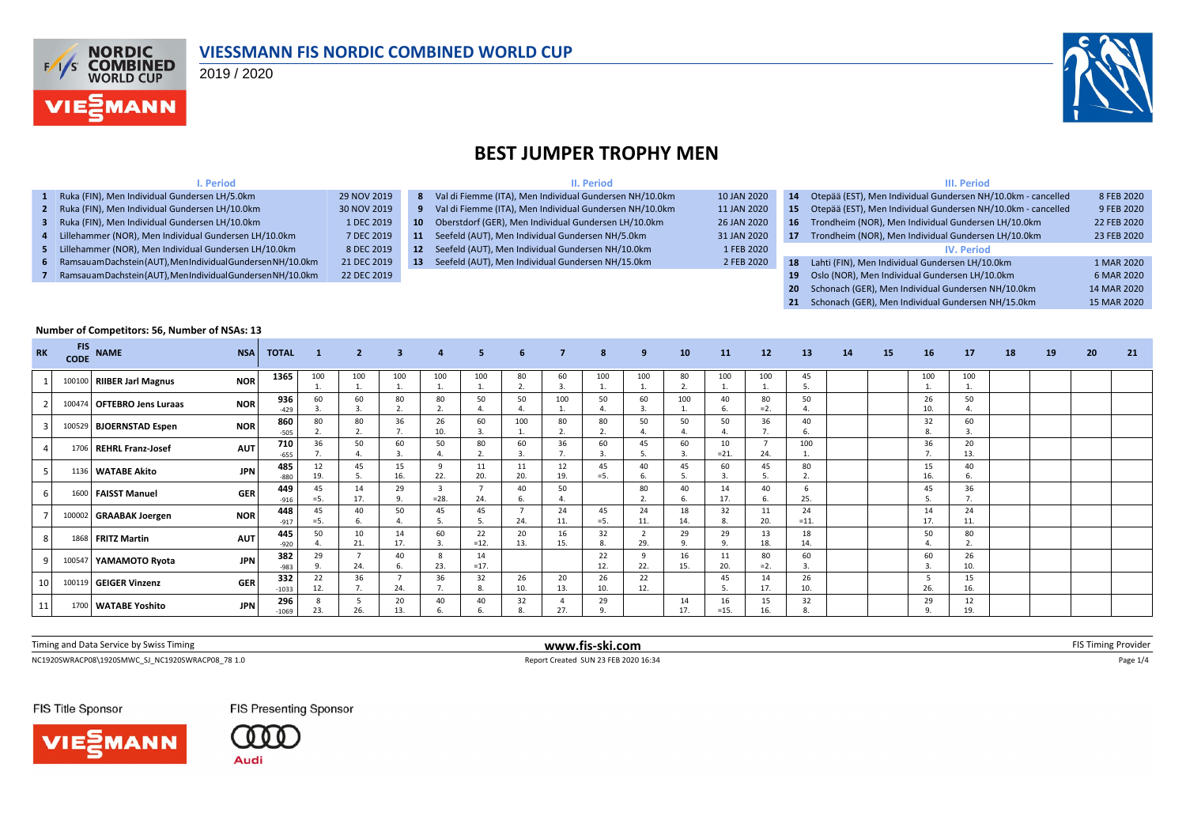# VIESSMANN FIS NORDIC COMBINED WORLD CUP

2019 / 2020

## BEST JUMPER TROPHY MEN

### I. Period

| # | Event | Date |
|---|---|---|
| 1 | Ruka (FIN), Men Individual Gundersen LH/5.0km | 29 NOV 2019 |
| 2 | Ruka (FIN), Men Individual Gundersen LH/10.0km | 30 NOV 2019 |
| 3 | Ruka (FIN), Men Individual Gundersen LH/10.0km | 1 DEC 2019 |
| 4 | Lillehammer (NOR), Men Individual Gundersen LH/10.0km | 7 DEC 2019 |
| 5 | Lillehammer (NOR), Men Individual Gundersen LH/10.0km | 8 DEC 2019 |
| 6 | RamsauamDachstein(AUT),MenIndividualGundersenNH/10.0km | 21 DEC 2019 |
| 7 | RamsauamDachstein(AUT),MenIndividualGundersenNH/10.0km | 22 DEC 2019 |

### II. Period

| # | Event | Date |
|---|---|---|
| 8 | Val di Fiemme (ITA), Men Individual Gundersen NH/10.0km | 10 JAN 2020 |
| 9 | Val di Fiemme (ITA), Men Individual Gundersen NH/10.0km | 11 JAN 2020 |
| 10 | Oberstdorf (GER), Men Individual Gundersen LH/10.0km | 26 JAN 2020 |
| 11 | Seefeld (AUT), Men Individual Gundersen NH/5.0km | 31 JAN 2020 |
| 12 | Seefeld (AUT), Men Individual Gundersen NH/10.0km | 1 FEB 2020 |
| 13 | Seefeld (AUT), Men Individual Gundersen NH/15.0km | 2 FEB 2020 |

### III. Period

| # | Event | Date |
|---|---|---|
| 14 | Otepää (EST), Men Individual Gundersen NH/10.0km - cancelled | 8 FEB 2020 |
| 15 | Otepää (EST), Men Individual Gundersen NH/10.0km - cancelled | 9 FEB 2020 |
| 16 | Trondheim (NOR), Men Individual Gundersen LH/10.0km | 22 FEB 2020 |
| 17 | Trondheim (NOR), Men Individual Gundersen LH/10.0km | 23 FEB 2020 |

### IV. Period

| # | Event | Date |
|---|---|---|
| 18 | Lahti (FIN), Men Individual Gundersen LH/10.0km | 1 MAR 2020 |
| 19 | Oslo (NOR), Men Individual Gundersen LH/10.0km | 6 MAR 2020 |
| 20 | Schonach (GER), Men Individual Gundersen NH/10.0km | 14 MAR 2020 |
| 21 | Schonach (GER), Men Individual Gundersen NH/15.0km | 15 MAR 2020 |

**Number of Competitors: 56, Number of NSAs: 13**

| RK | FIS CODE | NAME | NSA | TOTAL | 1 | 2 | 3 | 4 | 5 | 6 | 7 | 8 | 9 | 10 | 11 | 12 | 13 | 14 | 15 | 16 | 17 | 18 | 19 | 20 | 21 |
|---|---|---|---|---|---|---|---|---|---|---|---|---|---|---|---|---|---|---|---|---|---|---|---|---|---|
| 1 | 100100 | RIIBER Jarl Magnus | NOR | 1365 | 100 1. | 100 1. | 100 1. | 100 1. | 100 1. | 80 2. | 60 3. | 100 1. | 100 1. | 80 2. | 100 1. | 100 1. | 45 5. | | | 100 1. | 100 1. | | | | |
| 2 | 100474 | OFTEBRO Jens Luraas | NOR | 936 -429 | 60 3. | 60 3. | 80 2. | 80 2. | 50 4. | 50 4. | 100 1. | 50 4. | 60 3. | 100 1. | 40 6. | 80 =2. | 50 4. | | | 26 10. | 50 4. | | | | |
| 3 | 100529 | BJOERNSTAD Espen | NOR | 860 -505 | 80 2. | 80 2. | 36 7. | 26 10. | 60 3. | 100 1. | 80 2. | 80 2. | 50 4. | 50 4. | 50 4. | 36 7. | 40 6. | | | 32 8. | 60 3. | | | | |
| 4 | 1706 | REHRL Franz-Josef | AUT | 710 -655 | 36 7. | 50 4. | 60 3. | 50 4. | 80 2. | 60 3. | 36 7. | 60 3. | 45 5. | 60 3. | 10 =21. | 7 24. | 100 1. | | | 36 7. | 20 13. | | | | |
| 5 | 1136 | WATABE Akito | JPN | 485 -880 | 12 19. | 45 5. | 15 16. | 9 22. | 11 20. | 11 20. | 12 19. | 45 =5. | 40 6. | 45 5. | 60 3. | 45 5. | 80 2. | | | 15 16. | 40 6. | | | | |
| 6 | 1600 | FAISST Manuel | GER | 449 -916 | 45 =5. | 14 17. | 29 9. | 3 =28. | 7 24. | 40 6. | 50 4. | | 80 2. | 40 6. | 14 17. | 40 6. | 6 25. | | | 45 5. | 36 7. | | | | |
| 7 | 100002 | GRAABAK Joergen | NOR | 448 -917 | 45 =5. | 40 6. | 50 4. | 45 5. | 45 5. | 7 24. | 24 11. | 45 =5. | 24 11. | 18 14. | 32 8. | 11 20. | 24 =11. | | | 14 17. | 24 11. | | | | |
| 8 | 1868 | FRITZ Martin | AUT | 445 -920 | 50 4. | 10 21. | 14 17. | 60 3. | 22 =12. | 20 13. | 16 15. | 32 8. | 2 29. | 29 9. | 29 9. | 13 18. | 18 14. | | | 50 4. | 80 2. | | | | |
| 9 | 100547 | YAMAMOTO Ryota | JPN | 382 -983 | 29 9. | 7 24. | 40 6. | 8 23. | 14 =17. | | | 22 12. | 9 22. | 16 15. | 11 20. | 80 =2. | 60 3. | | | 60 3. | 26 10. | | | | |
| 10 | 100119 | GEIGER Vinzenz | GER | 332 -1033 | 22 12. | 36 7. | 7 24. | 36 7. | 32 8. | 26 10. | 20 13. | 26 10. | 22 12. | | 45 5. | 14 17. | 26 10. | | | 5 26. | 15 16. | | | | |
| 11 | 1700 | WATABE Yoshito | JPN | 296 -1069 | 8 23. | 5 26. | 20 13. | 40 6. | 40 6. | 32 8. | 4 27. | 29 9. | | 14 17. | 16 =15. | 15 16. | 32 8. | | | 29 9. | 12 19. | | | | |

Timing and Data Service by Swiss Timing | www.fis-ski.com | FIS Timing Provider

NC1920SWRACP08\1920SMWC_SJ_NC1920SWRACP08_78 1.0 | Report Created SUN 23 FEB 2020 16:34

FIS Title Sponsor | FIS Presenting Sponsor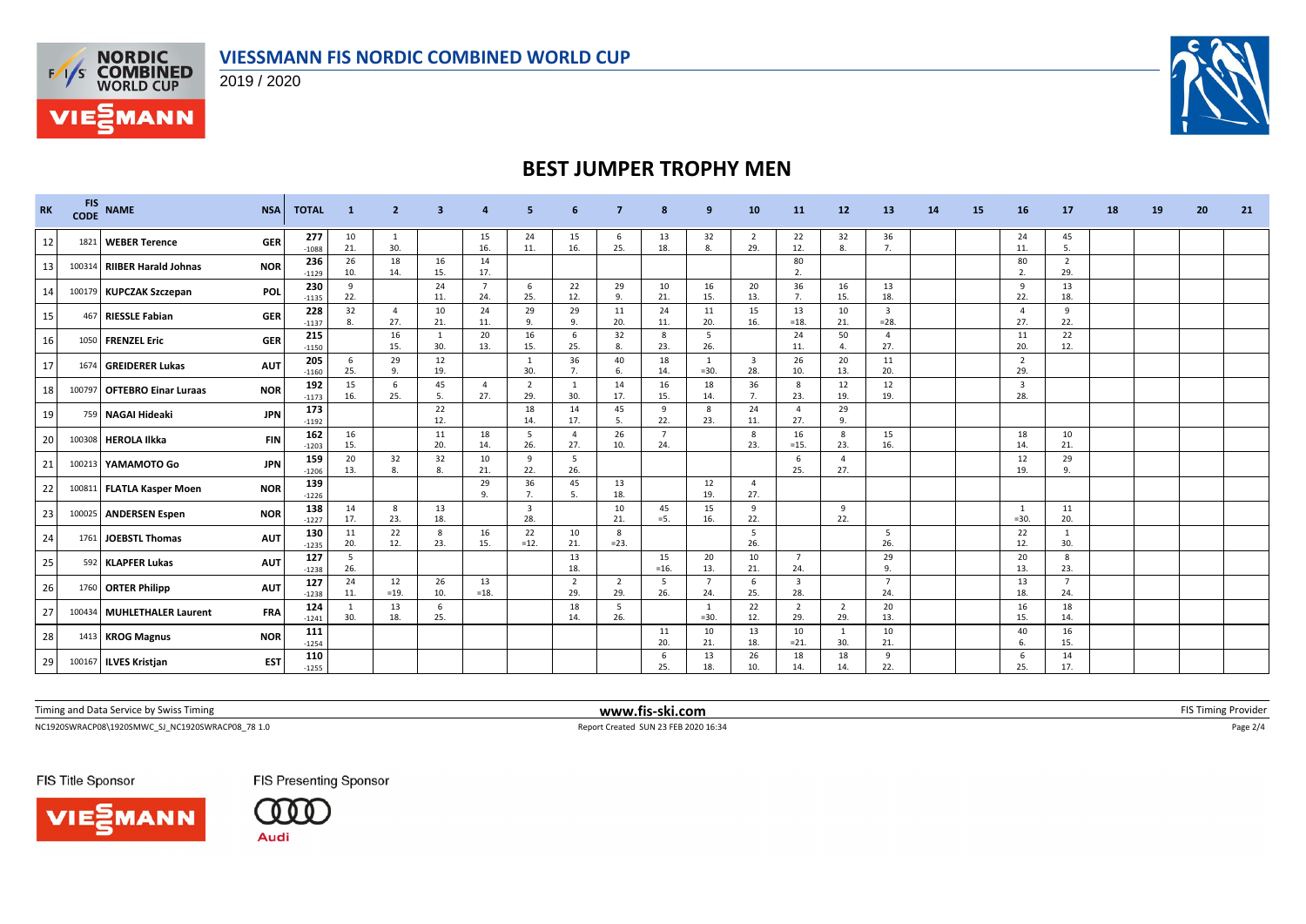# VIESSMANN FIS NORDIC COMBINED WORLD CUP

2019 / 2020

## BEST JUMPER TROPHY MEN

| RK | FIS CODE | NAME | NSA | TOTAL | 1 | 2 | 3 | 4 | 5 | 6 | 7 | 8 | 9 | 10 | 11 | 12 | 13 | 14 | 15 | 16 | 17 | 18 | 19 | 20 | 21 |
|---|---|---|---|---|---|---|---|---|---|---|---|---|---|---|---|---|---|---|---|---|---|---|---|---|---|
| 12 | 1821 | WEBER Terence | GER | 277 -1088 | 10 21. | 1 30. | | 15 16. | 24 11. | 15 16. | 6 25. | 13 18. | 32 8. | 2 29. | 22 12. | 32 8. | 36 7. | | | 24 11. | 45 5. | | | | |
| 13 | 100314 | RIIBER Harald Johnas | NOR | 236 -1129 | 26 10. | 18 14. | 16 15. | 14 17. | | | | | | | 80 2. | | | | | 80 2. | 2 29. | | | | |
| 14 | 100179 | KUPCZAK Szczepan | POL | 230 -1135 | 9 22. | | 24 11. | 7 24. | 6 25. | 22 12. | 29 9. | 10 21. | 16 15. | 20 13. | 36 7. | 16 15. | 13 18. | | | 9 22. | 13 18. | | | | |
| 15 | 467 | RIESSLE Fabian | GER | 228 -1137 | 32 8. | 4 27. | 10 21. | 24 11. | 29 9. | 29 9. | 11 20. | 24 11. | 11 20. | 15 16. | 13 =18. | 10 21. | 3 =28. | | | 4 27. | 9 22. | | | | |
| 16 | 1050 | FRENZEL Eric | GER | 215 -1150 | | 16 15. | 1 30. | 20 13. | 16 15. | 6 25. | 32 8. | 8 23. | 5 26. | | 24 11. | 50 4. | 4 27. | | | 11 20. | 22 12. | | | | |
| 17 | 1674 | GREIDERER Lukas | AUT | 205 -1160 | 6 25. | 29 9. | 12 19. | | 1 30. | 36 7. | 40 6. | 18 14. | 1 =30. | 3 28. | 26 10. | 20 13. | 11 20. | | | 2 29. | | | | | |
| 18 | 100797 | OFTEBRO Einar Luraas | NOR | 192 -1173 | 15 16. | 6 25. | 45 5. | 4 27. | 2 29. | 1 30. | 14 17. | 16 15. | 18 14. | 36 7. | 8 23. | 12 19. | 12 19. | | | 3 28. | | | | | |
| 19 | 759 | NAGAI Hideaki | JPN | 173 -1192 | | | 22 12. | | 18 14. | 14 17. | 45 5. | 9 22. | 8 23. | 24 11. | 4 27. | 29 9. | | | | | | | | | |
| 20 | 100308 | HEROLA Ilkka | FIN | 162 -1203 | 16 15. | | 11 20. | 18 14. | 5 26. | 4 27. | 26 10. | 7 24. | | 8 23. | 16 =15. | 8 23. | 15 16. | | | 18 14. | 10 21. | | | | |
| 21 | 100213 | YAMAMOTO Go | JPN | 159 -1206 | 20 13. | 32 8. | 32 8. | 10 21. | 9 22. | 5 26. | | | | | 6 25. | 4 27. | | | | 12 19. | 29 9. | | | | |
| 22 | 100811 | FLATLA Kasper Moen | NOR | 139 -1226 | | | | 29 9. | 36 7. | 45 5. | 13 18. | | 12 19. | 4 27. | | | | | | | | | | | |
| 23 | 100025 | ANDERSEN Espen | NOR | 138 -1227 | 14 17. | 8 23. | 13 18. | | 3 28. | | 10 21. | 45 =5. | 15 16. | 9 22. | | 9 22. | | | | 1 =30. | 11 20. | | | | |
| 24 | 1761 | JOEBSTL Thomas | AUT | 130 -1235 | 11 20. | 22 12. | 8 23. | 16 15. | 22 =12. | 10 21. | 8 =23. | | | 5 26. | | | 5 26. | | | 22 12. | 1 30. | | | | |
| 25 | 592 | KLAPFER Lukas | AUT | 127 -1238 | 5 26. | | | | | 13 18. | | 15 =16. | 20 13. | 10 21. | 7 24. | | 29 9. | | | 20 13. | 8 23. | | | | |
| 26 | 1760 | ORTER Philipp | AUT | 127 -1238 | 24 11. | 12 =19. | 26 10. | 13 =18. | | 2 29. | 2 29. | 5 26. | 7 24. | 6 25. | 3 28. | | 7 24. | | | 13 18. | 7 24. | | | | |
| 27 | 100434 | MUHLETHALER Laurent | FRA | 124 -1241 | 1 30. | 13 18. | 6 25. | | | 18 14. | 5 26. | | 1 =30. | 22 12. | 2 29. | 2 29. | 20 13. | | | 16 15. | 18 14. | | | | |
| 28 | 1413 | KROG Magnus | NOR | 111 -1254 | | | | | | | | 11 20. | 10 21. | 13 18. | 10 =21. | 1 30. | 10 21. | | | 40 6. | 16 15. | | | | |
| 29 | 100167 | ILVES Kristjan | EST | 110 -1255 | | | | | | | | 6 25. | 13 18. | 26 10. | 18 14. | 18 14. | 9 22. | | | 6 25. | 14 17. | | | | |

Timing and Data Service by Swiss Timing — www.fis-ski.com — FIS Timing Provider

NC1920SWRACP08\1920SMWC_SJ_NC1920SWRACP08_78 1.0 — Report Created SUN 23 FEB 2020 16:34

FIS Title Sponsor: VIESSMANN — FIS Presenting Sponsor: Audi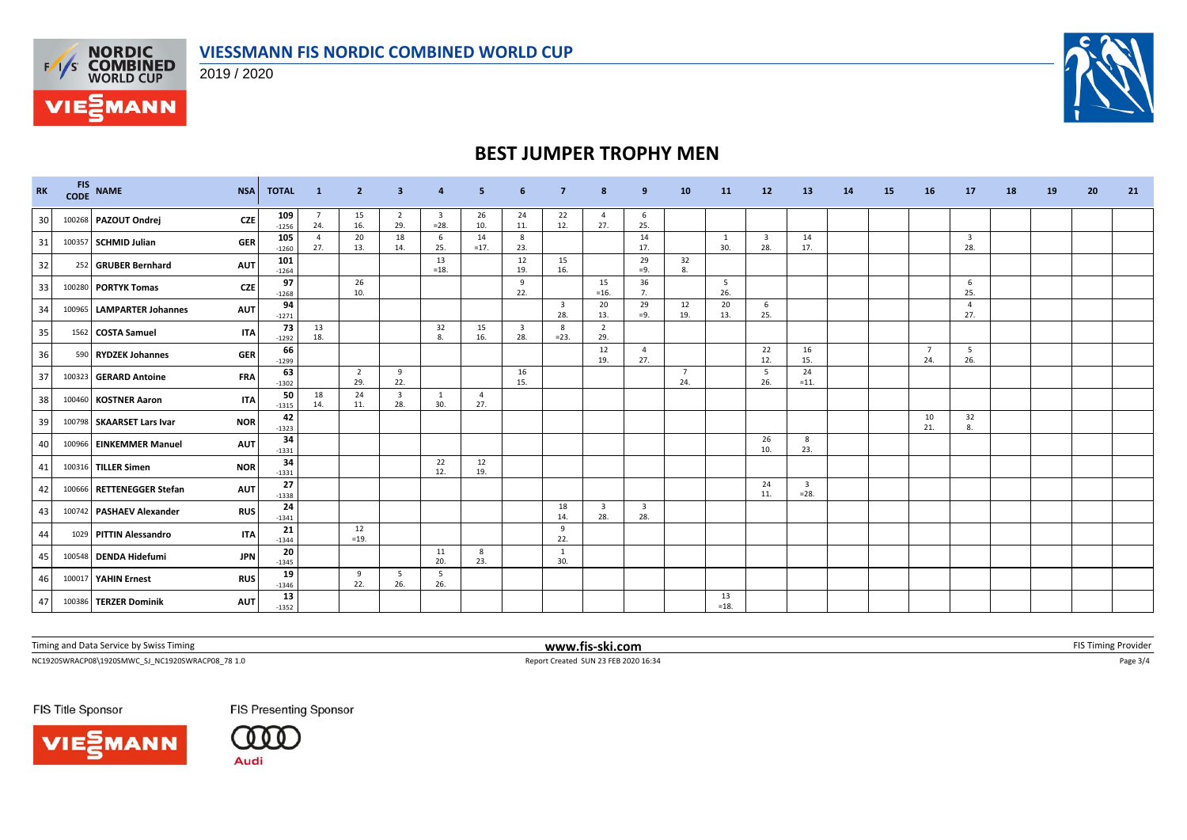# VIESSMANN FIS NORDIC COMBINED WORLD CUP

2019 / 2020

## BEST JUMPER TROPHY MEN

| RK | FIS CODE | NAME | NSA | TOTAL | 1 | 2 | 3 | 4 | 5 | 6 | 7 | 8 | 9 | 10 | 11 | 12 | 13 | 14 | 15 | 16 | 17 | 18 | 19 | 20 | 21 |
|---|---|---|---|---|---|---|---|---|---|---|---|---|---|---|---|---|---|---|---|---|---|---|---|---|---|
| 30 | 100268 | PAZOUT Ondrej | CZE | 109 -1256 | 7 24. | 15 16. | 2 29. | 3 =28. | 26 10. | 24 11. | 22 12. | 4 27. | 6 25. | | | | | | | | | | | | |
| 31 | 100357 | SCHMID Julian | GER | 105 -1260 | 4 27. | 20 13. | 18 14. | 6 25. | 14 =17. | 8 23. | | | 14 17. | | 1 30. | 3 28. | 14 17. | | | | 3 28. | | | | |
| 32 | 252 | GRUBER Bernhard | AUT | 101 -1264 | | | | 13 =18. | | 12 19. | 15 16. | | 29 =9. | 32 8. | | | | | | | | | | | |
| 33 | 100280 | PORTYK Tomas | CZE | 97 -1268 | | 26 10. | | | | 9 22. | | 15 =16. | 36 7. | | 5 26. | | | | | | 6 25. | | | | |
| 34 | 100965 | LAMPARTER Johannes | AUT | 94 -1271 | | | | | | | 3 28. | 20 13. | 29 =9. | 12 19. | 20 13. | 6 25. | | | | | 4 27. | | | | |
| 35 | 1562 | COSTA Samuel | ITA | 73 -1292 | 13 18. | | | 32 8. | 15 16. | 3 28. | 8 =23. | 2 29. | | | | | | | | | | | | | |
| 36 | 590 | RYDZEK Johannes | GER | 66 -1299 | | | | | | | | 12 19. | 4 27. | | | 22 12. | 16 15. | | | 7 24. | 5 26. | | | | |
| 37 | 100323 | GERARD Antoine | FRA | 63 -1302 | | 2 29. | 9 22. | | | 16 15. | | | | 7 24. | | 5 26. | 24 =11. | | | | | | | | |
| 38 | 100460 | KOSTNER Aaron | ITA | 50 -1315 | 18 14. | 24 11. | 3 28. | 1 30. | 4 27. | | | | | | | | | | | | | | | | |
| 39 | 100798 | SKAARSET Lars Ivar | NOR | 42 -1323 | | | | | | | | | | | | | | | | 10 21. | 32 8. | | | | |
| 40 | 100966 | EINKEMMER Manuel | AUT | 34 -1331 | | | | | | | | | | | | 26 10. | 8 23. | | | | | | | | |
| 41 | 100316 | TILLER Simen | NOR | 34 -1331 | | | | 22 12. | 12 19. | | | | | | | | | | | | | | | | |
| 42 | 100666 | RETTENEGGER Stefan | AUT | 27 -1338 | | | | | | | | | | | | 24 11. | 3 =28. | | | | | | | | |
| 43 | 100742 | PASHAEV Alexander | RUS | 24 -1341 | | | | | | | 18 14. | 3 28. | 3 28. | | | | | | | | | | | | |
| 44 | 1029 | PITTIN Alessandro | ITA | 21 -1344 | | 12 =19. | | | | | 9 22. | | | | | | | | | | | | | | |
| 45 | 100548 | DENDA Hidefumi | JPN | 20 -1345 | | | | 11 20. | 8 23. | | 1 30. | | | | | | | | | | | | | | |
| 46 | 100017 | YAHIN Ernest | RUS | 19 -1346 | | 9 22. | 5 26. | 5 26. | | | | | | | | | | | | | | | | | |
| 47 | 100386 | TERZER Dominik | AUT | 13 -1352 | | | | | | | | | | | 13 =18. | | | | | | | | | | |

Timing and Data Service by Swiss Timing — www.fis-ski.com — FIS Timing Provider

NC1920SWRACP08\1920SMWC_SJ_NC1920SWRACP08_78 1.0 — Report Created SUN 23 FEB 2020 16:34

FIS Title Sponsor: VIESSMANN — FIS Presenting Sponsor: Audi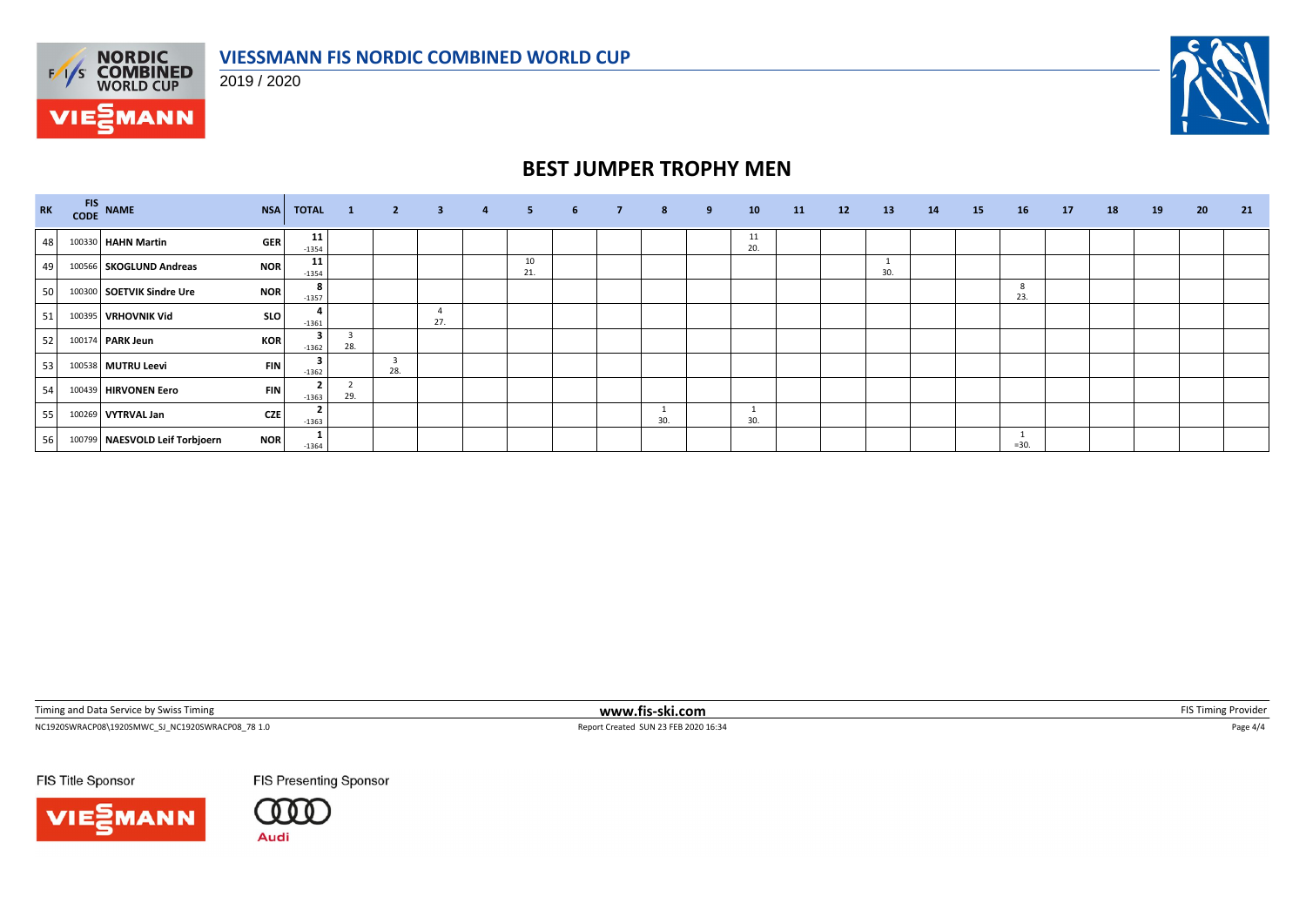# VIESSMANN FIS NORDIC COMBINED WORLD CUP

2019 / 2020

## BEST JUMPER TROPHY MEN

| RK | FIS CODE | NAME | NSA | TOTAL | 1 | 2 | 3 | 4 | 5 | 6 | 7 | 8 | 9 | 10 | 11 | 12 | 13 | 14 | 15 | 16 | 17 | 18 | 19 | 20 | 21 |
|---|---|---|---|---|---|---|---|---|---|---|---|---|---|---|---|---|---|---|---|---|---|---|---|---|---|
| 48 | 100330 | **HAHN Martin** | **GER** | **11** -1354 | | | | | | | | | | 11 20. | | | | | | | | | | | |
| 49 | 100566 | **SKOGLUND Andreas** | **NOR** | **11** -1354 | | | | | 10 21. | | | | | | | | 1 30. | | | | | | | | |
| 50 | 100300 | **SOETVIK Sindre Ure** | **NOR** | **8** -1357 | | | | | | | | | | | | | | | | 8 23. | | | | | |
| 51 | 100395 | **VRHOVNIK Vid** | **SLO** | **4** -1361 | | | 4 27. | | | | | | | | | | | | | | | | | | |
| 52 | 100174 | **PARK Jeun** | **KOR** | **3** -1362 | 3 28. | | | | | | | | | | | | | | | | | | | | |
| 53 | 100538 | **MUTRU Leevi** | **FIN** | **3** -1362 | | 3 28. | | | | | | | | | | | | | | | | | | | |
| 54 | 100439 | **HIRVONEN Eero** | **FIN** | **2** -1363 | 2 29. | | | | | | | | | | | | | | | | | | | | |
| 55 | 100269 | **VYTRVAL Jan** | **CZE** | **2** -1363 | | | | | | | | 1 30. | | 1 30. | | | | | | | | | | | |
| 56 | 100799 | **NAESVOLD Leif Torbjoern** | **NOR** | **1** -1364 | | | | | | | | | | | | | | | | 1 =30. | | | | | |

Timing and Data Service by Swiss Timing

www.fis-ski.com

FIS Timing Provider

NC1920SWRACP08\1920SMWC_SJ_NC1920SWRACP08_78 1.0

Report Created SUN 23 FEB 2020 16:34

FIS Title Sponsor

FIS Presenting Sponsor